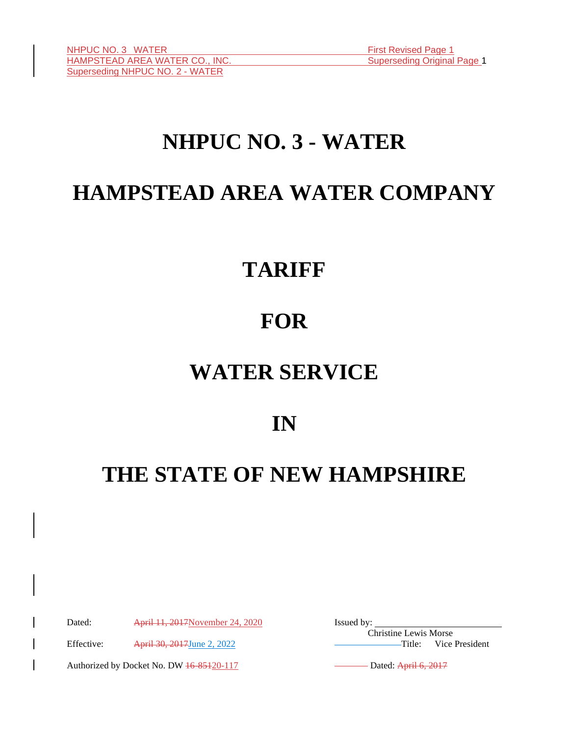NHPUC NO. 3 WATER First Revised Page 1
HAMPSTEAD AREA WATER CO., INC. Superseding Original Page 1
Superseding NHPUC NO. 2 - WATER

# NHPUC NO. 3 - WATER

# HAMPSTEAD AREA WATER COMPANY

# TARIFF

# FOR

# WATER SERVICE

# IN

# THE STATE OF NEW HAMPSHIRE

Dated: ~~April 11, 2017~~November 24, 2020

Effective: ~~April 30, 2017~~June 2, 2022

Authorized by Docket No. DW ~~16-851~~20-117

Issued by: ______________________
Christine Lewis Morse
Title: Vice President

Dated: ~~April 6, 2017~~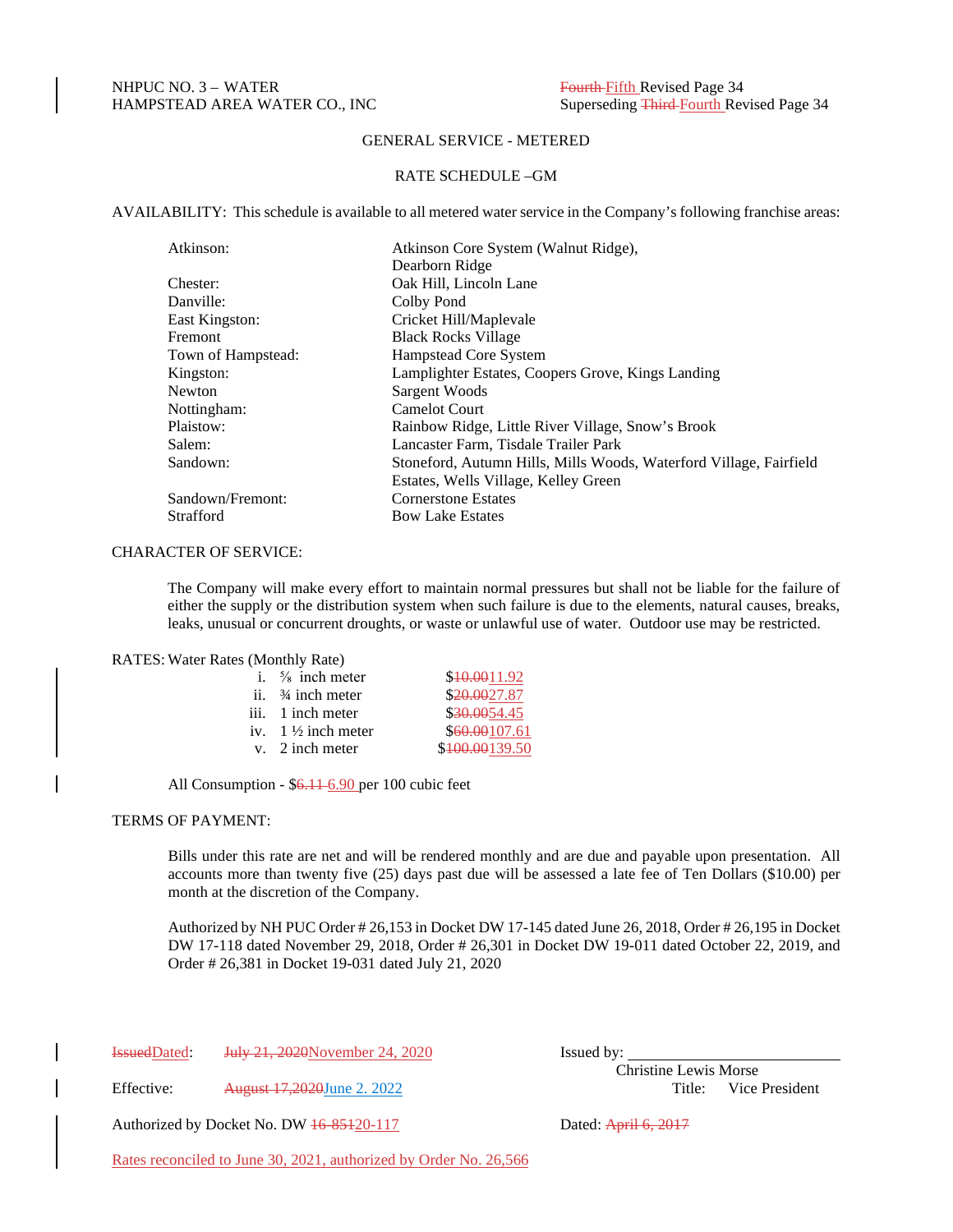NHPUC NO. 3 – WATER
HAMPSTEAD AREA WATER CO., INC

~~Fourth~~ Fifth Revised Page 34
Superseding ~~Third~~ Fourth Revised Page 34

## GENERAL SERVICE - METERED

## RATE SCHEDULE –GM

AVAILABILITY: This schedule is available to all metered water service in the Company's following franchise areas:

| | |
|---|---|
| Atkinson: | Atkinson Core System (Walnut Ridge), Dearborn Ridge |
| Chester: | Oak Hill, Lincoln Lane |
| Danville: | Colby Pond |
| East Kingston: | Cricket Hill/Maplevale |
| Fremont | Black Rocks Village |
| Town of Hampstead: | Hampstead Core System |
| Kingston: | Lamplighter Estates, Coopers Grove, Kings Landing |
| Newton | Sargent Woods |
| Nottingham: | Camelot Court |
| Plaistow: | Rainbow Ridge, Little River Village, Snow's Brook |
| Salem: | Lancaster Farm, Tisdale Trailer Park |
| Sandown: | Stoneford, Autumn Hills, Mills Woods, Waterford Village, Fairfield Estates, Wells Village, Kelley Green |
| Sandown/Fremont: | Cornerstone Estates |
| Strafford | Bow Lake Estates |

CHARACTER OF SERVICE:

The Company will make every effort to maintain normal pressures but shall not be liable for the failure of either the supply or the distribution system when such failure is due to the elements, natural causes, breaks, leaks, unusual or concurrent droughts, or waste or unlawful use of water. Outdoor use may be restricted.

RATES: Water Rates (Monthly Rate)

| | | |
|---|---|---|
| i. | ⅝ inch meter | $~~10.00~~11.92 |
| ii. | ¾ inch meter | $~~20.00~~27.87 |
| iii. | 1 inch meter | $~~30.00~~54.45 |
| iv. | 1 ½ inch meter | $~~60.00~~107.61 |
| v. | 2 inch meter | $~~100.00~~139.50 |

All Consumption - $~~6.11~~ 6.90 per 100 cubic feet

TERMS OF PAYMENT:

Bills under this rate are net and will be rendered monthly and are due and payable upon presentation. All accounts more than twenty five (25) days past due will be assessed a late fee of Ten Dollars ($10.00) per month at the discretion of the Company.

Authorized by NH PUC Order # 26,153 in Docket DW 17-145 dated June 26, 2018, Order # 26,195 in Docket DW 17-118 dated November 29, 2018, Order # 26,301 in Docket DW 19-011 dated October 22, 2019, and Order # 26,381 in Docket 19-031 dated July 21, 2020

~~Issued~~Dated: ~~July 21, 2020~~November 24, 2020

Effective: ~~August 17,2020~~June 2. 2022

Authorized by Docket No. DW ~~16-851~~20-117

Rates reconciled to June 30, 2021, authorized by Order No. 26,566

Issued by: ____________________________
Christine Lewis Morse
Title: Vice President

Dated: ~~April 6, 2017~~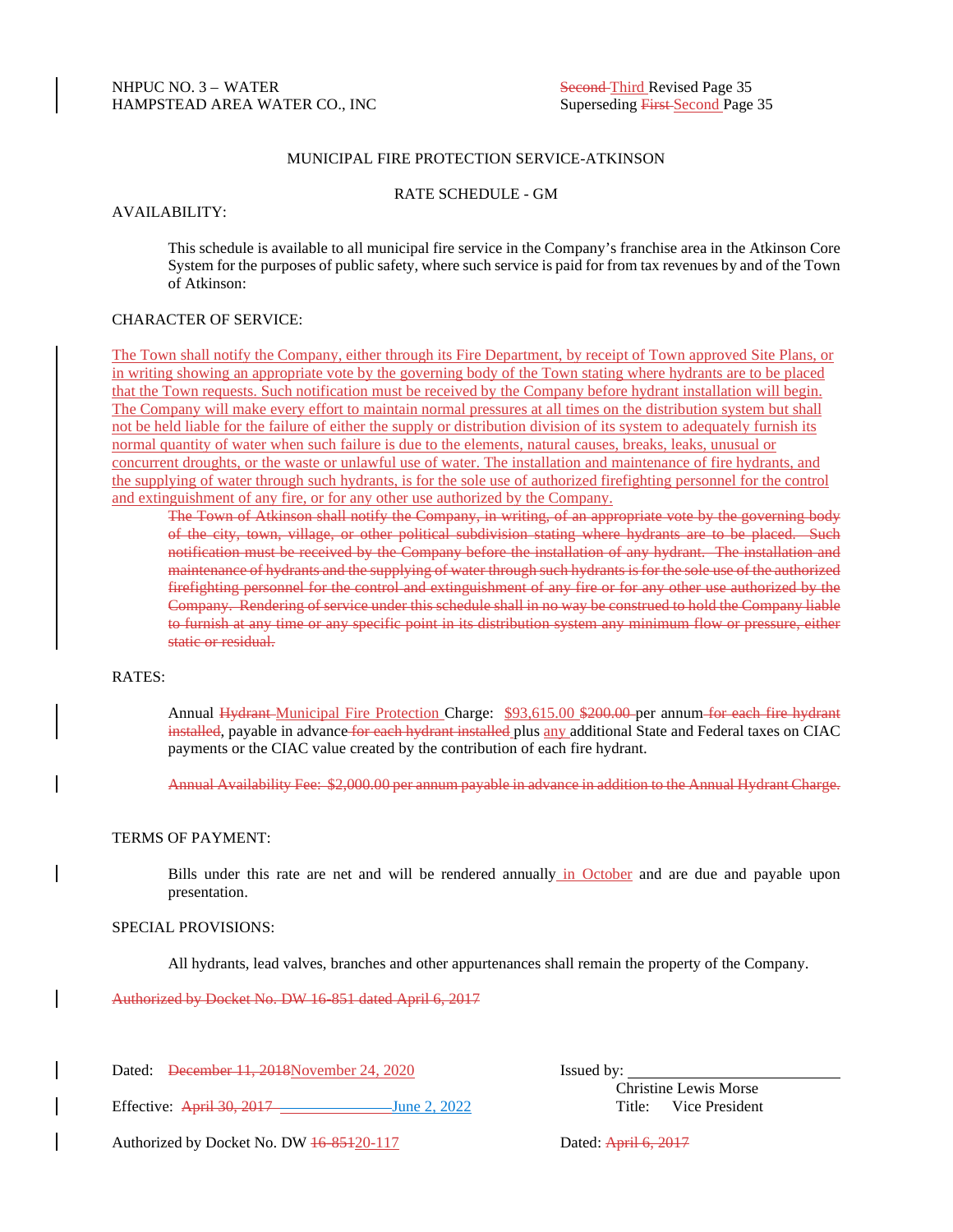NHPUC NO. 3 – WATER
HAMPSTEAD AREA WATER CO., INC

~~Second~~ Third Revised Page 35
Superseding ~~First~~ Second Page 35

MUNICIPAL FIRE PROTECTION SERVICE-ATKINSON

RATE SCHEDULE - GM

AVAILABILITY:

This schedule is available to all municipal fire service in the Company's franchise area in the Atkinson Core System for the purposes of public safety, where such service is paid for from tax revenues by and of the Town of Atkinson:

CHARACTER OF SERVICE:

The Town shall notify the Company, either through its Fire Department, by receipt of Town approved Site Plans, or in writing showing an appropriate vote by the governing body of the Town stating where hydrants are to be placed that the Town requests. Such notification must be received by the Company before hydrant installation will begin. The Company will make every effort to maintain normal pressures at all times on the distribution system but shall not be held liable for the failure of either the supply or distribution division of its system to adequately furnish its normal quantity of water when such failure is due to the elements, natural causes, breaks, leaks, unusual or concurrent droughts, or the waste or unlawful use of water. The installation and maintenance of fire hydrants, and the supplying of water through such hydrants, is for the sole use of authorized firefighting personnel for the control and extinguishment of any fire, or for any other use authorized by the Company.

~~The Town of Atkinson shall notify the Company, in writing, of an appropriate vote by the governing body of the city, town, village, or other political subdivision stating where hydrants are to be placed. Such notification must be received by the Company before the installation of any hydrant. The installation and maintenance of hydrants and the supplying of water through such hydrants is for the sole use of the authorized firefighting personnel for the control and extinguishment of any fire or for any other use authorized by the Company. Rendering of service under this schedule shall in no way be construed to hold the Company liable to furnish at any time or any specific point in its distribution system any minimum flow or pressure, either static or residual.~~

RATES:

Annual ~~Hydrant~~ Municipal Fire Protection Charge: $93,615.00 ~~$200.00~~ per annum ~~for each fire hydrant installed~~, payable in advance ~~for each hydrant installed~~ plus any additional State and Federal taxes on CIAC payments or the CIAC value created by the contribution of each fire hydrant.

~~Annual Availability Fee: $2,000.00 per annum payable in advance in addition to the Annual Hydrant Charge.~~

TERMS OF PAYMENT:

Bills under this rate are net and will be rendered annually in October and are due and payable upon presentation.

SPECIAL PROVISIONS:

All hydrants, lead valves, branches and other appurtenances shall remain the property of the Company.

~~Authorized by Docket No. DW 16-851 dated April 6, 2017~~

Dated: ~~December 11, 2018~~ November 24, 2020

Effective: ~~April 30, 2017~~ June 2, 2022

Authorized by Docket No. DW ~~16-851~~ 20-117

Issued by: ______________________
Christine Lewis Morse
Title: Vice President

Dated: ~~April 6, 2017~~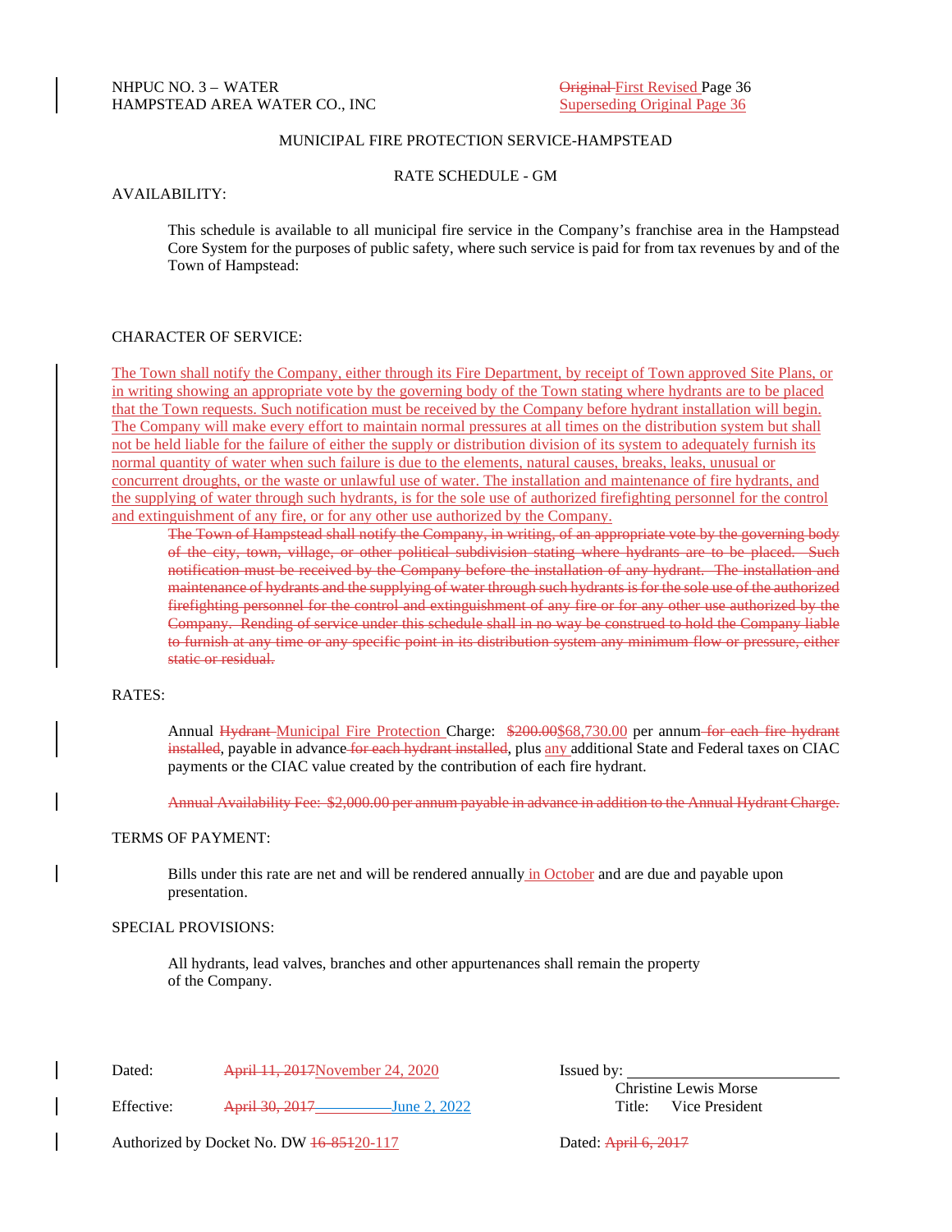NHPUC NO. 3 – WATER
HAMPSTEAD AREA WATER CO., INC

~~Original~~ First Revised Page 36
Superseding Original Page 36

MUNICIPAL FIRE PROTECTION SERVICE-HAMPSTEAD

RATE SCHEDULE - GM

AVAILABILITY:

This schedule is available to all municipal fire service in the Company's franchise area in the Hampstead Core System for the purposes of public safety, where such service is paid for from tax revenues by and of the Town of Hampstead:

CHARACTER OF SERVICE:

The Town shall notify the Company, either through its Fire Department, by receipt of Town approved Site Plans, or in writing showing an appropriate vote by the governing body of the Town stating where hydrants are to be placed that the Town requests. Such notification must be received by the Company before hydrant installation will begin. The Company will make every effort to maintain normal pressures at all times on the distribution system but shall not be held liable for the failure of either the supply or distribution division of its system to adequately furnish its normal quantity of water when such failure is due to the elements, natural causes, breaks, leaks, unusual or concurrent droughts, or the waste or unlawful use of water. The installation and maintenance of fire hydrants, and the supplying of water through such hydrants, is for the sole use of authorized firefighting personnel for the control and extinguishment of any fire, or for any other use authorized by the Company.

~~The Town of Hampstead shall notify the Company, in writing, of an appropriate vote by the governing body of the city, town, village, or other political subdivision stating where hydrants are to be placed. Such notification must be received by the Company before the installation of any hydrant. The installation and maintenance of hydrants and the supplying of water through such hydrants is for the sole use of the authorized firefighting personnel for the control and extinguishment of any fire or for any other use authorized by the Company. Rending of service under this schedule shall in no way be construed to hold the Company liable to furnish at any time or any specific point in its distribution system any minimum flow or pressure, either static or residual.~~

RATES:

Annual ~~Hydrant~~ Municipal Fire Protection Charge: ~~$200.00~~$68,730.00 per annum ~~for each fire hydrant installed~~, payable in advance ~~for each hydrant installed~~, plus any additional State and Federal taxes on CIAC payments or the CIAC value created by the contribution of each fire hydrant.

~~Annual Availability Fee: $2,000.00 per annum payable in advance in addition to the Annual Hydrant Charge.~~

TERMS OF PAYMENT:

Bills under this rate are net and will be rendered annually in October and are due and payable upon presentation.

SPECIAL PROVISIONS:

All hydrants, lead valves, branches and other appurtenances shall remain the property of the Company.

Dated: ~~April 11, 2017~~November 24, 2020

Effective: ~~April 30, 2017~~ June 2, 2022

Authorized by Docket No. DW ~~16-851~~20-117

Issued by: ____________________
Christine Lewis Morse
Title: Vice President

Dated: ~~April 6, 2017~~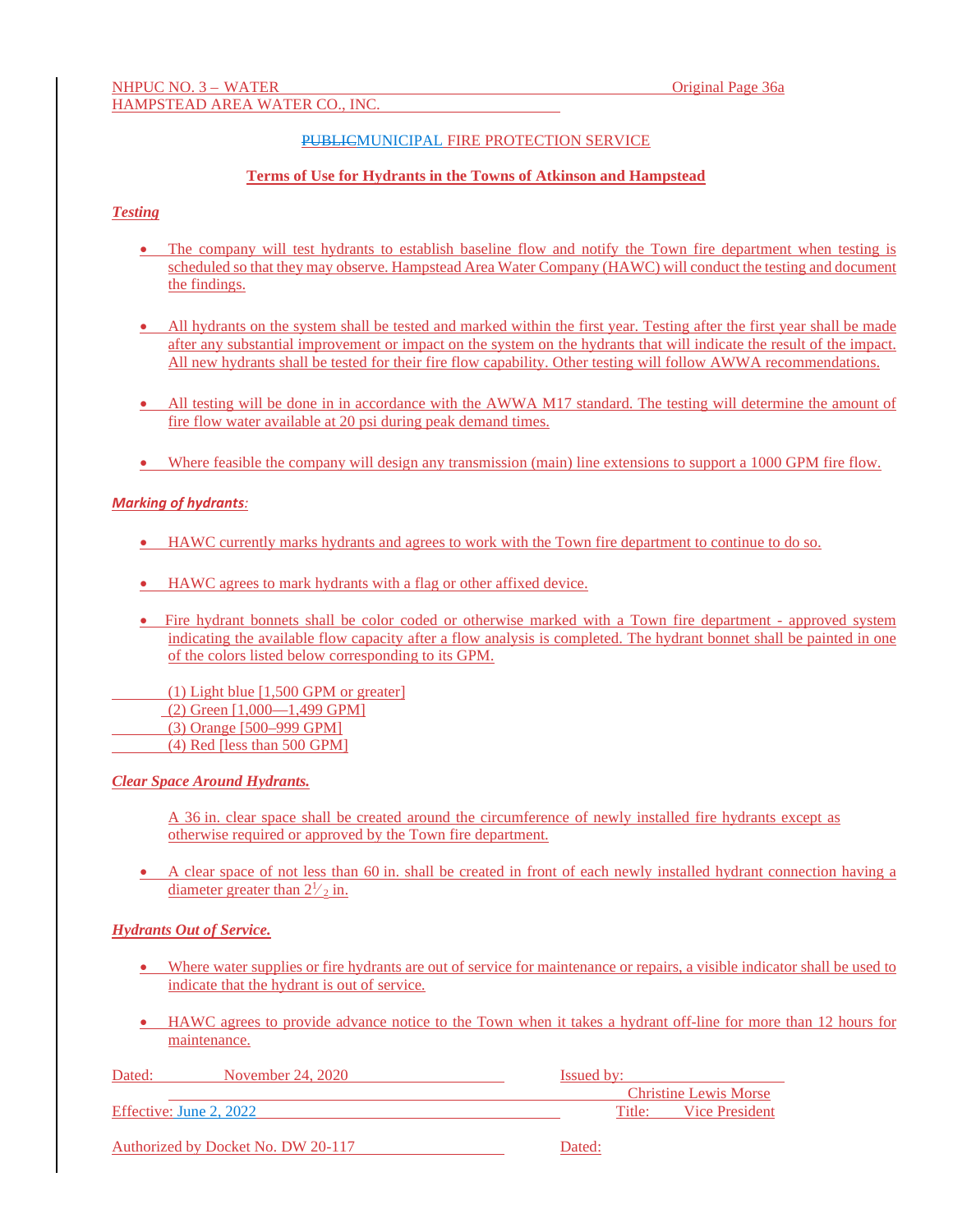NHPUC NO. 3 – WATER Original Page 36a
HAMPSTEAD AREA WATER CO., INC.

## ~~PUBLIC~~MUNICIPAL FIRE PROTECTION SERVICE

### Terms of Use for Hydrants in the Towns of Atkinson and Hampstead

***Testing***

- The company will test hydrants to establish baseline flow and notify the Town fire department when testing is scheduled so that they may observe. Hampstead Area Water Company (HAWC) will conduct the testing and document the findings.
- All hydrants on the system shall be tested and marked within the first year. Testing after the first year shall be made after any substantial improvement or impact on the system on the hydrants that will indicate the result of the impact. All new hydrants shall be tested for their fire flow capability. Other testing will follow AWWA recommendations.
- All testing will be done in in accordance with the AWWA M17 standard. The testing will determine the amount of fire flow water available at 20 psi during peak demand times.
- Where feasible the company will design any transmission (main) line extensions to support a 1000 GPM fire flow.

***Marking of hydrants:***

- HAWC currently marks hydrants and agrees to work with the Town fire department to continue to do so.
- HAWC agrees to mark hydrants with a flag or other affixed device.
- Fire hydrant bonnets shall be color coded or otherwise marked with a Town fire department - approved system indicating the available flow capacity after a flow analysis is completed. The hydrant bonnet shall be painted in one of the colors listed below corresponding to its GPM.

(1) Light blue [1,500 GPM or greater]
(2) Green [1,000—1,499 GPM]
(3) Orange [500–999 GPM]
(4) Red [less than 500 GPM]

***Clear Space Around Hydrants.***

A 36 in. clear space shall be created around the circumference of newly installed fire hydrants except as otherwise required or approved by the Town fire department.

- A clear space of not less than 60 in. shall be created in front of each newly installed hydrant connection having a diameter greater than $2\frac{1}{2}$ in.

***Hydrants Out of Service.***

- Where water supplies or fire hydrants are out of service for maintenance or repairs, a visible indicator shall be used to indicate that the hydrant is out of service.
- HAWC agrees to provide advance notice to the Town when it takes a hydrant off-line for more than 12 hours for maintenance.

Dated: November 24, 2020 Issued by: Christine Lewis Morse

Effective: June 2, 2022 Title: Vice President

Authorized by Docket No. DW 20-117 Dated: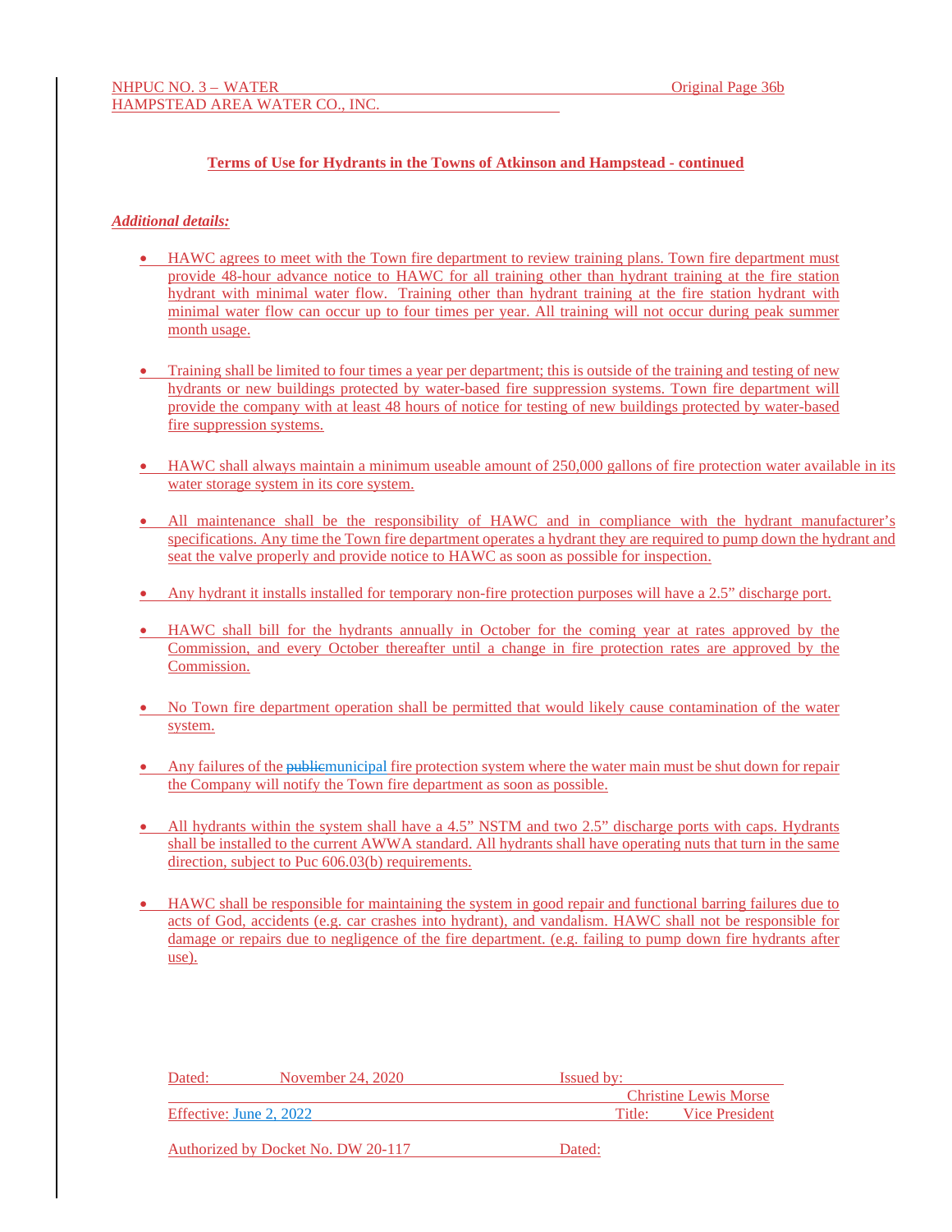NHPUC NO. 3 – WATER Original Page 36b
HAMPSTEAD AREA WATER CO., INC.

**Terms of Use for Hydrants in the Towns of Atkinson and Hampstead - continued**

***Additional details:***

- HAWC agrees to meet with the Town fire department to review training plans. Town fire department must provide 48-hour advance notice to HAWC for all training other than hydrant training at the fire station hydrant with minimal water flow. Training other than hydrant training at the fire station hydrant with minimal water flow can occur up to four times per year. All training will not occur during peak summer month usage.

- Training shall be limited to four times a year per department; this is outside of the training and testing of new hydrants or new buildings protected by water-based fire suppression systems. Town fire department will provide the company with at least 48 hours of notice for testing of new buildings protected by water-based fire suppression systems.

- HAWC shall always maintain a minimum useable amount of 250,000 gallons of fire protection water available in its water storage system in its core system.

- All maintenance shall be the responsibility of HAWC and in compliance with the hydrant manufacturer's specifications. Any time the Town fire department operates a hydrant they are required to pump down the hydrant and seat the valve properly and provide notice to HAWC as soon as possible for inspection.

- Any hydrant it installs installed for temporary non-fire protection purposes will have a 2.5" discharge port.

- HAWC shall bill for the hydrants annually in October for the coming year at rates approved by the Commission, and every October thereafter until a change in fire protection rates are approved by the Commission.

- No Town fire department operation shall be permitted that would likely cause contamination of the water system.

- Any failures of the ~~public~~municipal fire protection system where the water main must be shut down for repair the Company will notify the Town fire department as soon as possible.

- All hydrants within the system shall have a 4.5" NSTM and two 2.5" discharge ports with caps. Hydrants shall be installed to the current AWWA standard. All hydrants shall have operating nuts that turn in the same direction, subject to Puc 606.03(b) requirements.

- HAWC shall be responsible for maintaining the system in good repair and functional barring failures due to acts of God, accidents (e.g. car crashes into hydrant), and vandalism. HAWC shall not be responsible for damage or repairs due to negligence of the fire department. (e.g. failing to pump down fire hydrants after use).

Dated: November 24, 2020 Issued by: Christine Lewis Morse

Effective: June 2, 2022 Title: Vice President

Authorized by Docket No. DW 20-117 Dated: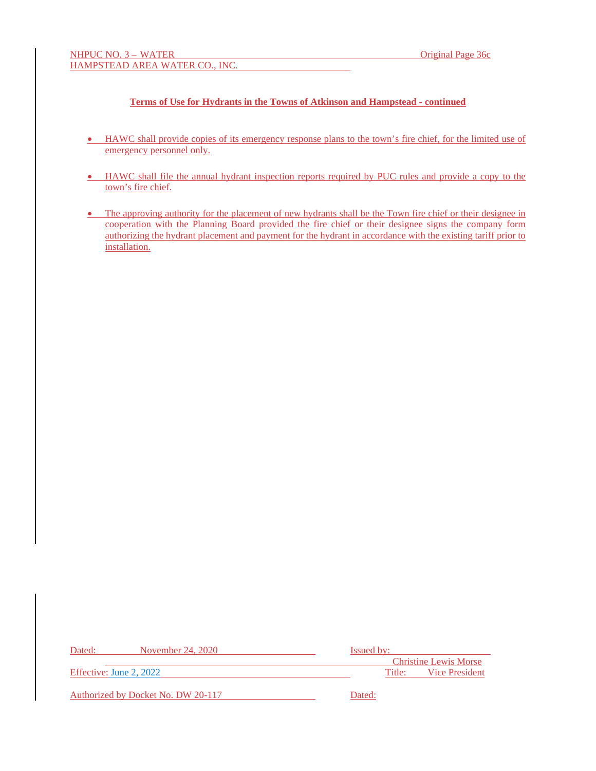NHPUC NO. 3 – WATER Original Page 36c
HAMPSTEAD AREA WATER CO., INC.

**Terms of Use for Hydrants in the Towns of Atkinson and Hampstead - continued**

- HAWC shall provide copies of its emergency response plans to the town's fire chief, for the limited use of emergency personnel only.

- HAWC shall file the annual hydrant inspection reports required by PUC rules and provide a copy to the town's fire chief.

- The approving authority for the placement of new hydrants shall be the Town fire chief or their designee in cooperation with the Planning Board provided the fire chief or their designee signs the company form authorizing the hydrant placement and payment for the hydrant in accordance with the existing tariff prior to installation.

Dated: November 24, 2020 Issued by: Christine Lewis Morse

Effective: June 2, 2022 Title: Vice President

Authorized by Docket No. DW 20-117 Dated: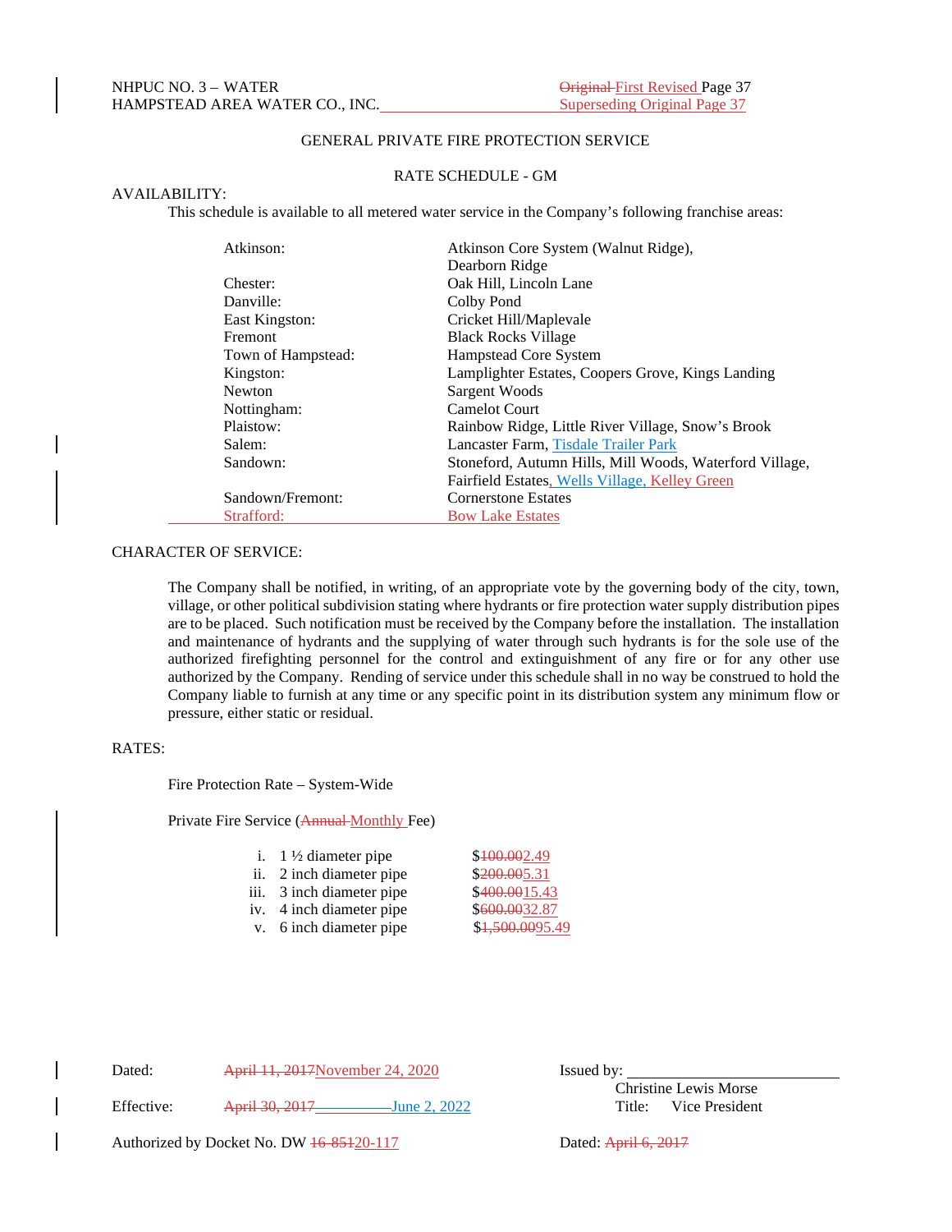NHPUC NO. 3 – WATER
HAMPSTEAD AREA WATER CO., INC.

~~Original~~ First Revised Page 37
Superseding Original Page 37

GENERAL PRIVATE FIRE PROTECTION SERVICE

RATE SCHEDULE - GM

AVAILABILITY:

This schedule is available to all metered water service in the Company's following franchise areas:

| | |
|---|---|
| Atkinson: | Atkinson Core System (Walnut Ridge), Dearborn Ridge |
| Chester: | Oak Hill, Lincoln Lane |
| Danville: | Colby Pond |
| East Kingston: | Cricket Hill/Maplevale |
| Fremont | Black Rocks Village |
| Town of Hampstead: | Hampstead Core System |
| Kingston: | Lamplighter Estates, Coopers Grove, Kings Landing |
| Newton | Sargent Woods |
| Nottingham: | Camelot Court |
| Plaistow: | Rainbow Ridge, Little River Village, Snow's Brook |
| Salem: | Lancaster Farm, Tisdale Trailer Park |
| Sandown: | Stoneford, Autumn Hills, Mill Woods, Waterford Village, Fairfield Estates, Wells Village, Kelley Green |
| Sandown/Fremont: | Cornerstone Estates |
| Strafford: | Bow Lake Estates |

CHARACTER OF SERVICE:

The Company shall be notified, in writing, of an appropriate vote by the governing body of the city, town, village, or other political subdivision stating where hydrants or fire protection water supply distribution pipes are to be placed. Such notification must be received by the Company before the installation. The installation and maintenance of hydrants and the supplying of water through such hydrants is for the sole use of the authorized firefighting personnel for the control and extinguishment of any fire or for any other use authorized by the Company. Rending of service under this schedule shall in no way be construed to hold the Company liable to furnish at any time or any specific point in its distribution system any minimum flow or pressure, either static or residual.

RATES:

Fire Protection Rate – System-Wide

Private Fire Service (~~Annual~~ Monthly Fee)

| | | |
|---|---|---|
| i. | 1 ½ diameter pipe | $~~100.00~~2.49 |
| ii. | 2 inch diameter pipe | $~~200.00~~5.31 |
| iii. | 3 inch diameter pipe | $~~400.00~~15.43 |
| iv. | 4 inch diameter pipe | $~~600.00~~32.87 |
| v. | 6 inch diameter pipe | $~~1,500.00~~95.49 |

Dated: ~~April 11, 2017~~ November 24, 2020

Effective: ~~April 30, 2017~~ June 2, 2022

Authorized by Docket No. DW ~~16-851~~ 20-117

Issued by: ____________________
Christine Lewis Morse
Title: Vice President

Dated: ~~April 6, 2017~~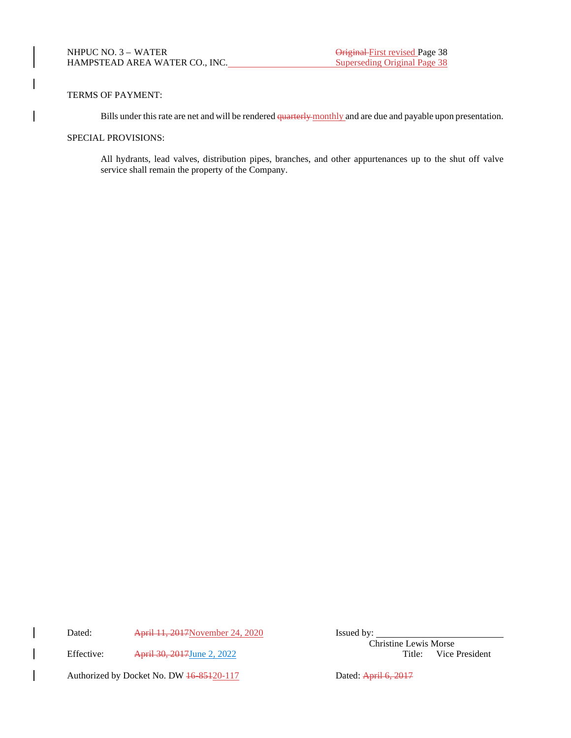NHPUC NO. 3 – WATER
HAMPSTEAD AREA WATER CO., INC.

~~Original~~ First revised Page 38
Superseding Original Page 38

TERMS OF PAYMENT:

Bills under this rate are net and will be rendered ~~quarterly~~ monthly and are due and payable upon presentation.

SPECIAL PROVISIONS:

All hydrants, lead valves, distribution pipes, branches, and other appurtenances up to the shut off valve service shall remain the property of the Company.

Dated: ~~April 11, 2017~~ November 24, 2020

Effective: ~~April 30, 2017~~ June 2, 2022

Authorized by Docket No. DW ~~16-851~~ 20-117

Issued by: ______________________
Christine Lewis Morse
Title: Vice President

Dated: ~~April 6, 2017~~